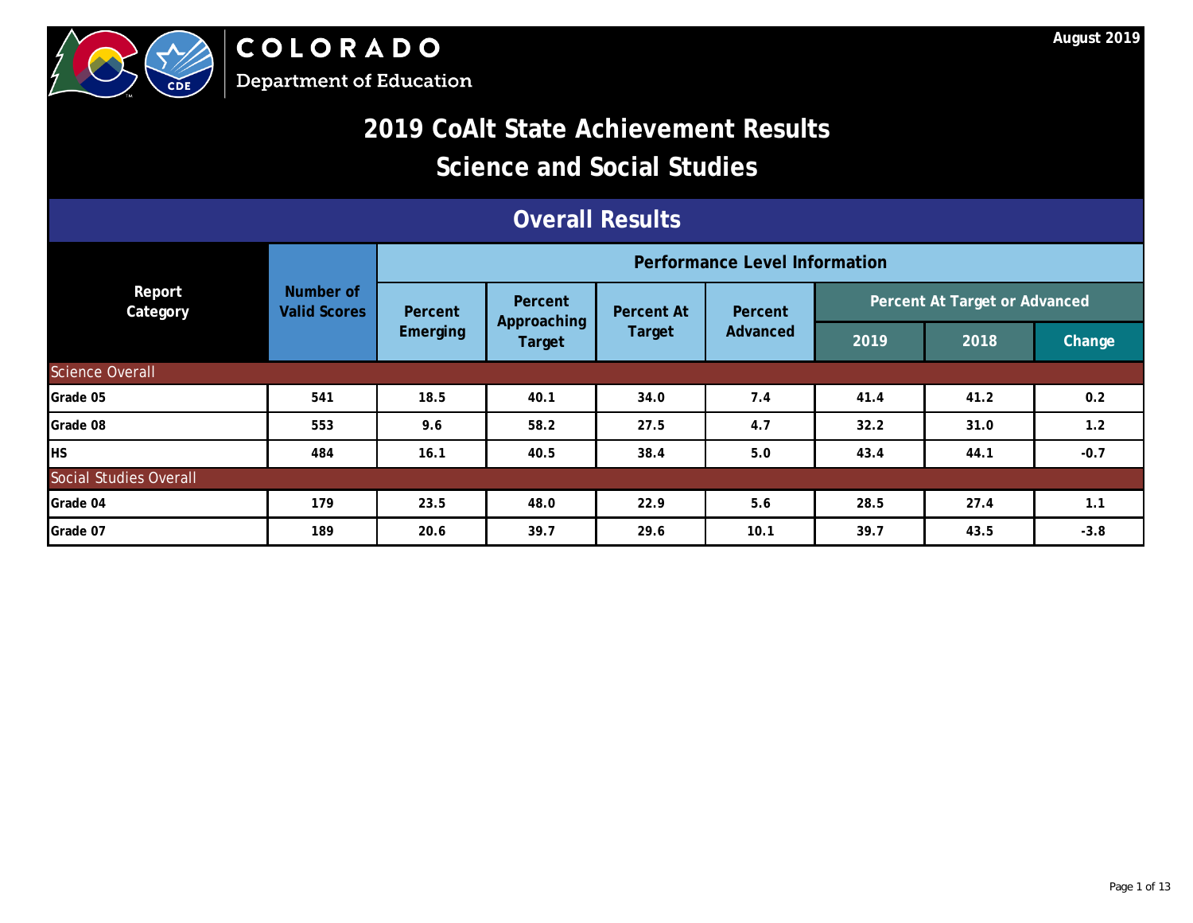COLORADO
Department of Education

August 2019

# 2019 CoAlt State Achievement Results
# Science and Social Studies

## Overall Results

| Report Category | Number of Valid Scores | Performance Level Information | | | | | | |
|---|---|---|---|---|---|---|---|---|
| | | Percent Emerging | Percent Approaching Target | Percent At Target | Percent Advanced | Percent At Target or Advanced | | |
| | | | | | | 2019 | 2018 | Change |
| **Science Overall** | | | | | | | | |
| **Grade 05** | 541 | 18.5 | 40.1 | 34.0 | 7.4 | 41.4 | 41.2 | 0.2 |
| **Grade 08** | 553 | 9.6 | 58.2 | 27.5 | 4.7 | 32.2 | 31.0 | 1.2 |
| **HS** | 484 | 16.1 | 40.5 | 38.4 | 5.0 | 43.4 | 44.1 | -0.7 |
| **Social Studies Overall** | | | | | | | | |
| **Grade 04** | 179 | 23.5 | 48.0 | 22.9 | 5.6 | 28.5 | 27.4 | 1.1 |
| **Grade 07** | 189 | 20.6 | 39.7 | 29.6 | 10.1 | 39.7 | 43.5 | -3.8 |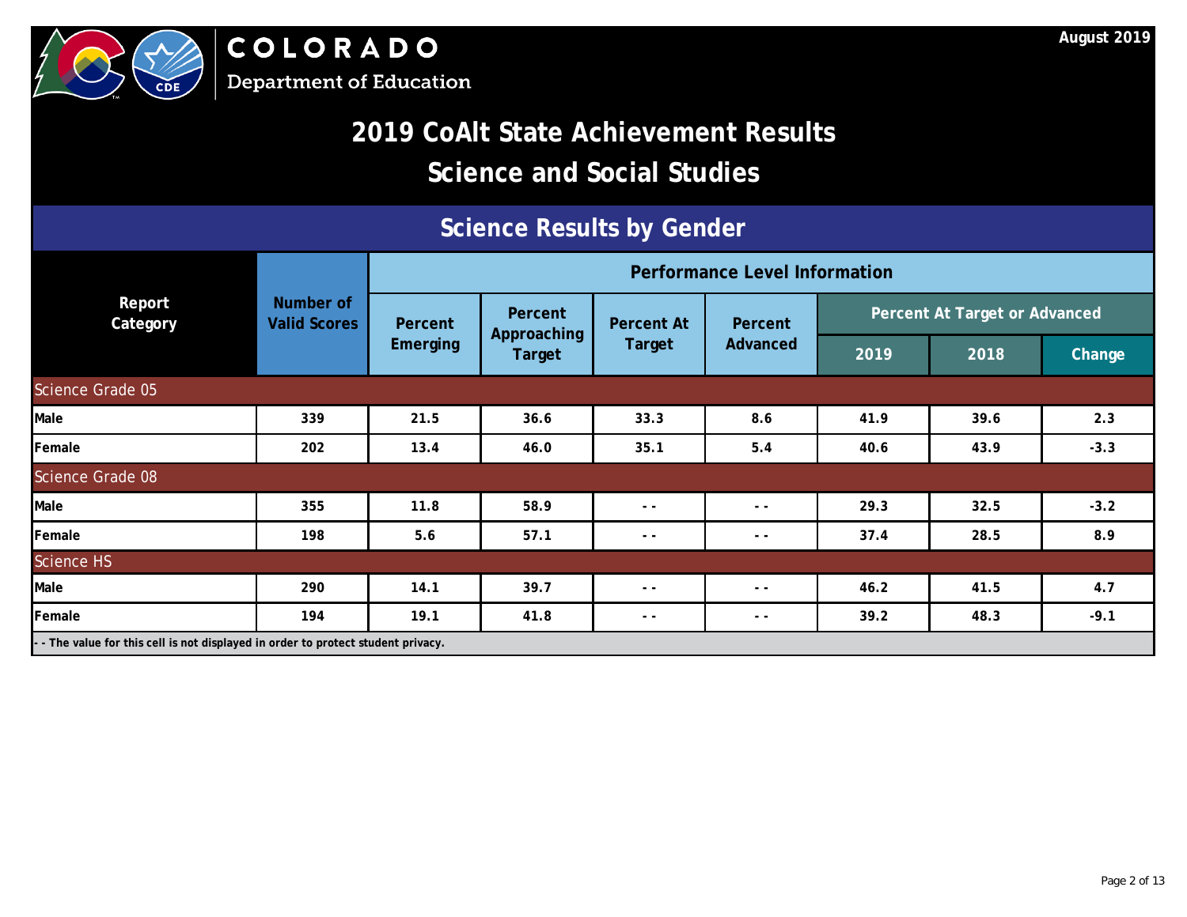COLORADO
Department of Education

August 2019

# 2019 CoAlt State Achievement Results
# Science and Social Studies

## Science Results by Gender

| Report Category | Number of Valid Scores | Performance Level Information | | | | | | |
|---|---|---|---|---|---|---|---|---|
| | | Percent Emerging | Percent Approaching Target | Percent At Target | Percent Advanced | Percent At Target or Advanced | | |
| | | | | | | 2019 | 2018 | Change |
| **Science Grade 05** | | | | | | | | |
| **Male** | 339 | 21.5 | 36.6 | 33.3 | 8.6 | 41.9 | 39.6 | 2.3 |
| **Female** | 202 | 13.4 | 46.0 | 35.1 | 5.4 | 40.6 | 43.9 | -3.3 |
| **Science Grade 08** | | | | | | | | |
| **Male** | 355 | 11.8 | 58.9 | - - | - - | 29.3 | 32.5 | -3.2 |
| **Female** | 198 | 5.6 | 57.1 | - - | - - | 37.4 | 28.5 | 8.9 |
| **Science HS** | | | | | | | | |
| **Male** | 290 | 14.1 | 39.7 | - - | - - | 46.2 | 41.5 | 4.7 |
| **Female** | 194 | 19.1 | 41.8 | - - | - - | 39.2 | 48.3 | -9.1 |

- - The value for this cell is not displayed in order to protect student privacy.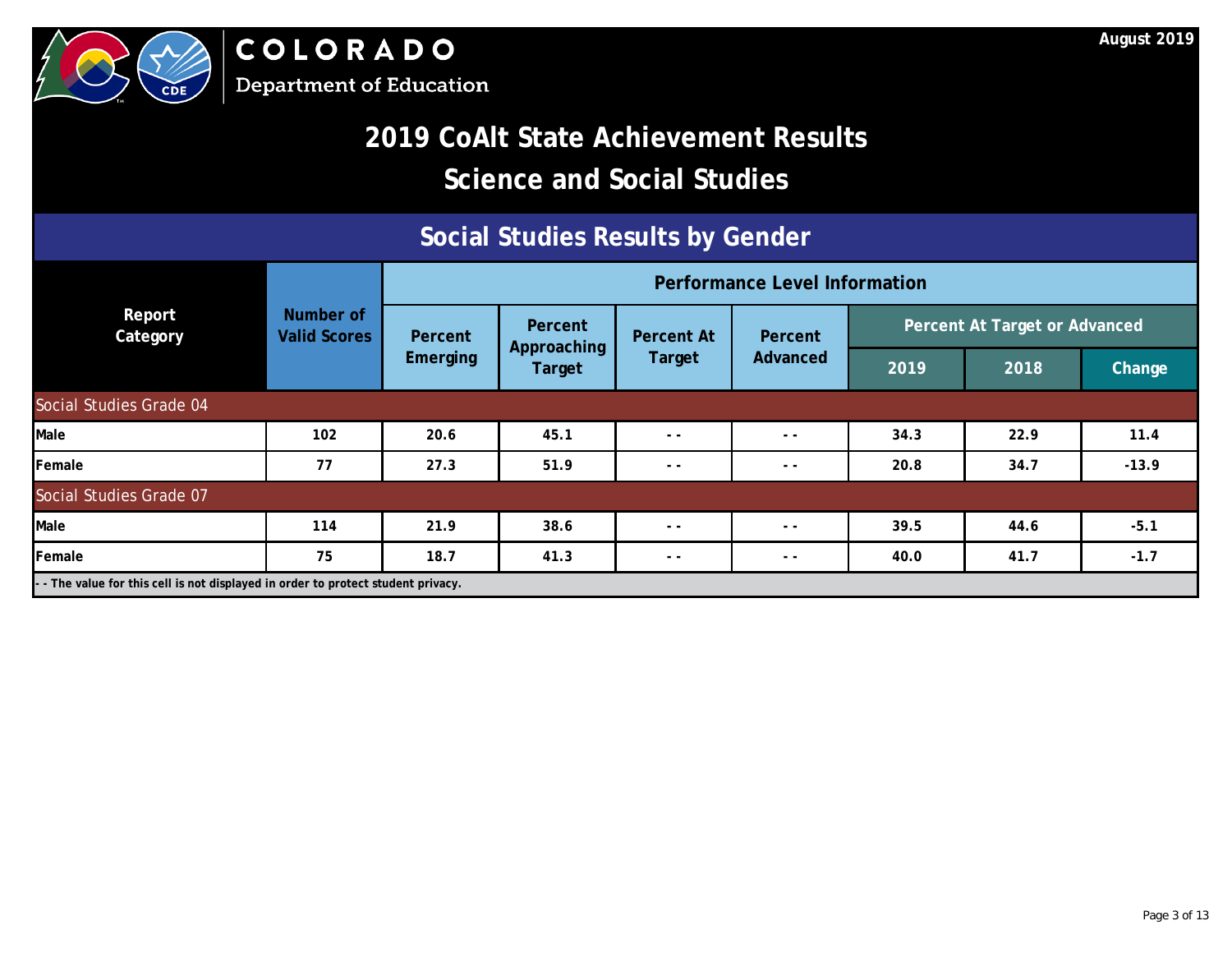COLORADO
Department of Education

August 2019

# 2019 CoAlt State Achievement Results
# Science and Social Studies

## Social Studies Results by Gender

| Report Category | Number of Valid Scores | Performance Level Information | | | | | | |
|---|---|---|---|---|---|---|---|---|
| | | Percent Emerging | Percent Approaching Target | Percent At Target | Percent Advanced | Percent At Target or Advanced | | |
| | | | | | | 2019 | 2018 | Change |
| **Social Studies Grade 04** | | | | | | | | |
| Male | 102 | 20.6 | 45.1 | - - | - - | 34.3 | 22.9 | 11.4 |
| Female | 77 | 27.3 | 51.9 | - - | - - | 20.8 | 34.7 | -13.9 |
| **Social Studies Grade 07** | | | | | | | | |
| Male | 114 | 21.9 | 38.6 | - - | - - | 39.5 | 44.6 | -5.1 |
| Female | 75 | 18.7 | 41.3 | - - | - - | 40.0 | 41.7 | -1.7 |

- - The value for this cell is not displayed in order to protect student privacy.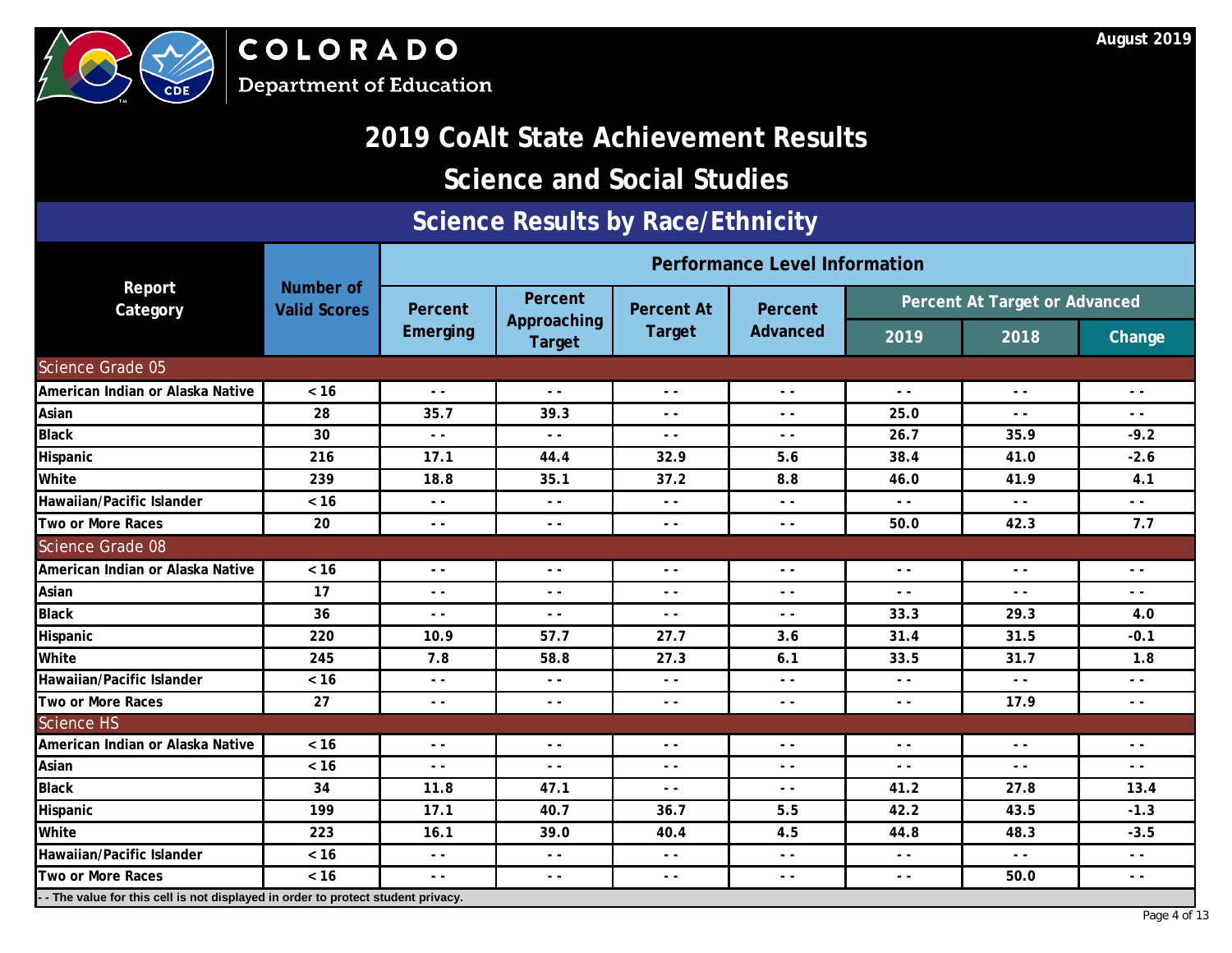August 2019

# 2019 CoAlt State Achievement Results

## Science and Social Studies

### Science Results by Race/Ethnicity

| Report Category | Number of Valid Scores | Performance Level Information | | | | | | |
|---|---|---|---|---|---|---|---|---|
| | | Percent Emerging | Percent Approaching Target | Percent At Target | Percent Advanced | Percent At Target or Advanced | | |
| | | | | | | 2019 | 2018 | Change |
| **Science Grade 05** | | | | | | | | |
| American Indian or Alaska Native | < 16 | - - | - - | - - | - - | - - | - - | - - |
| Asian | 28 | 35.7 | 39.3 | - - | - - | 25.0 | - - | - - |
| Black | 30 | - - | - - | - - | - - | 26.7 | 35.9 | -9.2 |
| Hispanic | 216 | 17.1 | 44.4 | 32.9 | 5.6 | 38.4 | 41.0 | -2.6 |
| White | 239 | 18.8 | 35.1 | 37.2 | 8.8 | 46.0 | 41.9 | 4.1 |
| Hawaiian/Pacific Islander | < 16 | - - | - - | - - | - - | - - | - - | - - |
| Two or More Races | 20 | - - | - - | - - | - - | 50.0 | 42.3 | 7.7 |
| **Science Grade 08** | | | | | | | | |
| American Indian or Alaska Native | < 16 | - - | - - | - - | - - | - - | - - | - - |
| Asian | 17 | - - | - - | - - | - - | - - | - - | - - |
| Black | 36 | - - | - - | - - | - - | 33.3 | 29.3 | 4.0 |
| Hispanic | 220 | 10.9 | 57.7 | 27.7 | 3.6 | 31.4 | 31.5 | -0.1 |
| White | 245 | 7.8 | 58.8 | 27.3 | 6.1 | 33.5 | 31.7 | 1.8 |
| Hawaiian/Pacific Islander | < 16 | - - | - - | - - | - - | - - | - - | - - |
| Two or More Races | 27 | - - | - - | - - | - - | - - | 17.9 | - - |
| **Science HS** | | | | | | | | |
| American Indian or Alaska Native | < 16 | - - | - - | - - | - - | - - | - - | - - |
| Asian | < 16 | - - | - - | - - | - - | - - | - - | - - |
| Black | 34 | 11.8 | 47.1 | - - | - - | 41.2 | 27.8 | 13.4 |
| Hispanic | 199 | 17.1 | 40.7 | 36.7 | 5.5 | 42.2 | 43.5 | -1.3 |
| White | 223 | 16.1 | 39.0 | 40.4 | 4.5 | 44.8 | 48.3 | -3.5 |
| Hawaiian/Pacific Islander | < 16 | - - | - - | - - | - - | - - | - - | - - |
| Two or More Races | < 16 | - - | - - | - - | - - | - - | 50.0 | - - |

- - The value for this cell is not displayed in order to protect student privacy.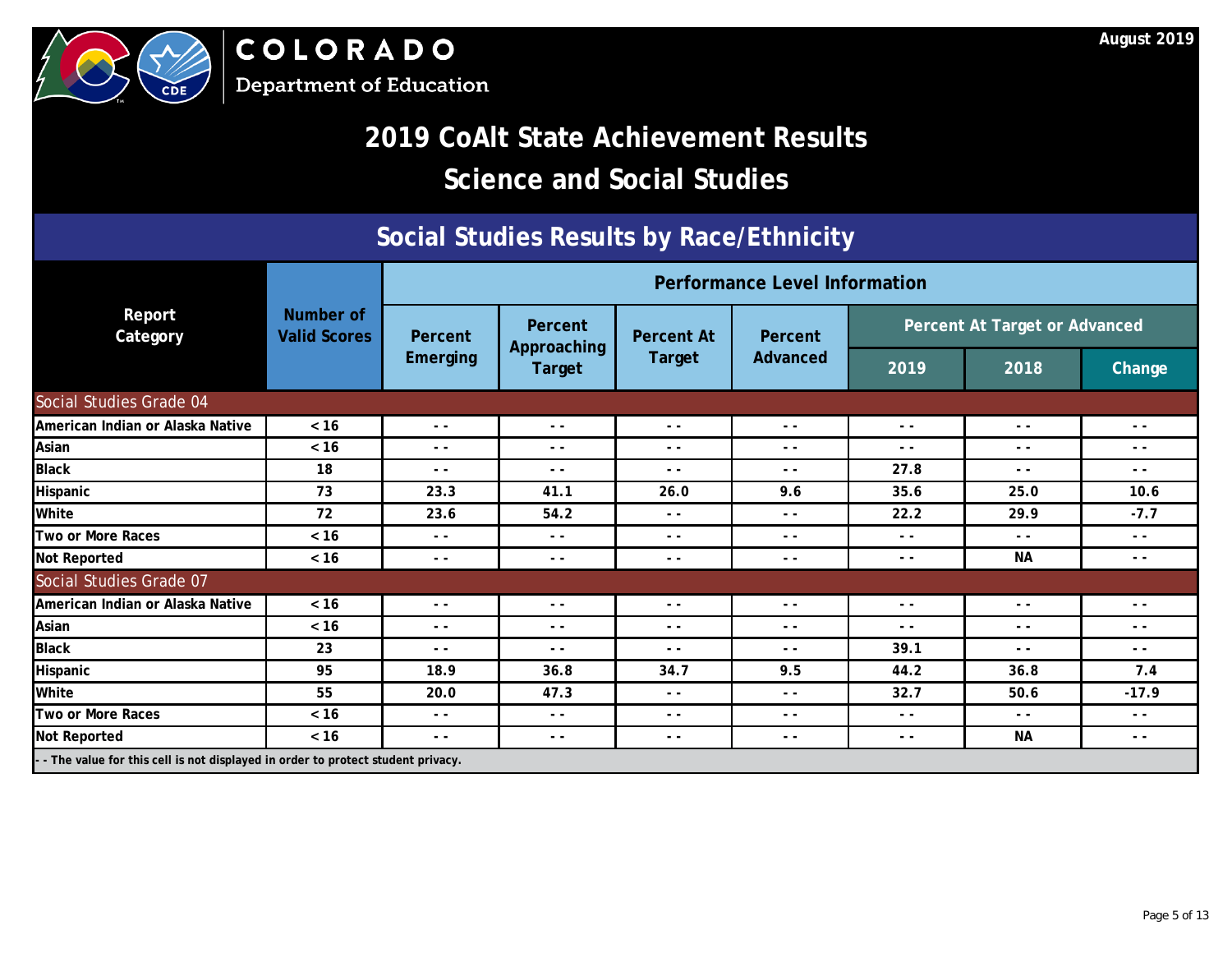COLORADO
Department of Education

August 2019

# 2019 CoAlt State Achievement Results
# Science and Social Studies

## Social Studies Results by Race/Ethnicity

| Report Category | Number of Valid Scores | Performance Level Information | | | | | | |
|---|---|---|---|---|---|---|---|---|
| | | Percent Emerging | Percent Approaching Target | Percent At Target | Percent Advanced | Percent At Target or Advanced | | |
| | | | | | | 2019 | 2018 | Change |
| **Social Studies Grade 04** | | | | | | | | |
| American Indian or Alaska Native | < 16 | - - | - - | - - | - - | - - | - - | - - |
| Asian | < 16 | - - | - - | - - | - - | - - | - - | - - |
| Black | 18 | - - | - - | - - | - - | 27.8 | - - | - - |
| Hispanic | 73 | 23.3 | 41.1 | 26.0 | 9.6 | 35.6 | 25.0 | 10.6 |
| White | 72 | 23.6 | 54.2 | - - | - - | 22.2 | 29.9 | -7.7 |
| Two or More Races | < 16 | - - | - - | - - | - - | - - | - - | - - |
| Not Reported | < 16 | - - | - - | - - | - - | - - | NA | - - |
| **Social Studies Grade 07** | | | | | | | | |
| American Indian or Alaska Native | < 16 | - - | - - | - - | - - | - - | - - | - - |
| Asian | < 16 | - - | - - | - - | - - | - - | - - | - - |
| Black | 23 | - - | - - | - - | - - | 39.1 | - - | - - |
| Hispanic | 95 | 18.9 | 36.8 | 34.7 | 9.5 | 44.2 | 36.8 | 7.4 |
| White | 55 | 20.0 | 47.3 | - - | - - | 32.7 | 50.6 | -17.9 |
| Two or More Races | < 16 | - - | - - | - - | - - | - - | - - | - - |
| Not Reported | < 16 | - - | - - | - - | - - | - - | NA | - - |

- - The value for this cell is not displayed in order to protect student privacy.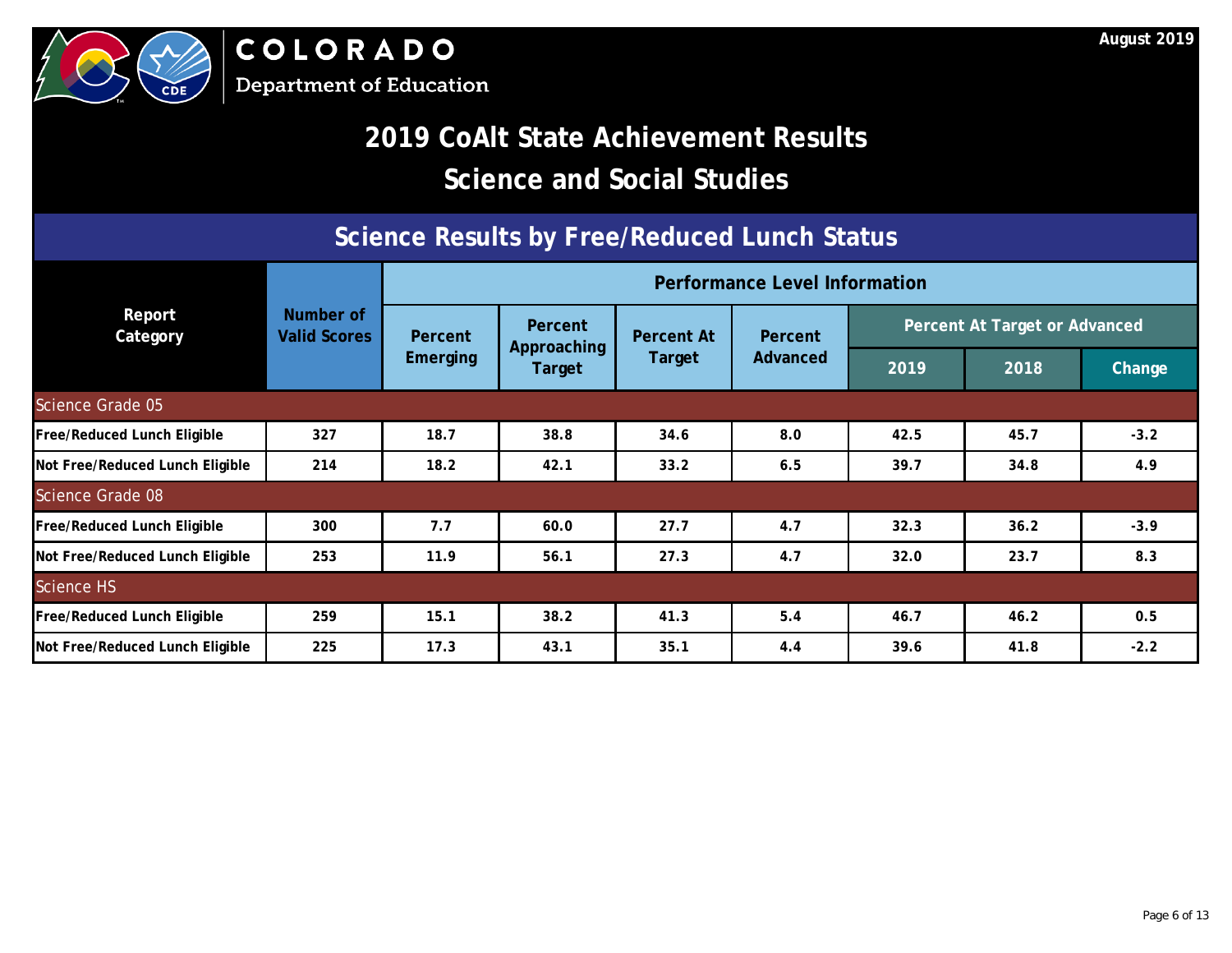COLORADO
Department of Education

August 2019

# 2019 CoAlt State Achievement Results
# Science and Social Studies

## Science Results by Free/Reduced Lunch Status

| Report Category | Number of Valid Scores | Performance Level Information | | | | | | |
|---|---|---|---|---|---|---|---|---|
| | | Percent Emerging | Percent Approaching Target | Percent At Target | Percent Advanced | Percent At Target or Advanced | | |
| | | | | | | 2019 | 2018 | Change |
| **Science Grade 05** | | | | | | | | |
| Free/Reduced Lunch Eligible | 327 | 18.7 | 38.8 | 34.6 | 8.0 | 42.5 | 45.7 | -3.2 |
| Not Free/Reduced Lunch Eligible | 214 | 18.2 | 42.1 | 33.2 | 6.5 | 39.7 | 34.8 | 4.9 |
| **Science Grade 08** | | | | | | | | |
| Free/Reduced Lunch Eligible | 300 | 7.7 | 60.0 | 27.7 | 4.7 | 32.3 | 36.2 | -3.9 |
| Not Free/Reduced Lunch Eligible | 253 | 11.9 | 56.1 | 27.3 | 4.7 | 32.0 | 23.7 | 8.3 |
| **Science HS** | | | | | | | | |
| Free/Reduced Lunch Eligible | 259 | 15.1 | 38.2 | 41.3 | 5.4 | 46.7 | 46.2 | 0.5 |
| Not Free/Reduced Lunch Eligible | 225 | 17.3 | 43.1 | 35.1 | 4.4 | 39.6 | 41.8 | -2.2 |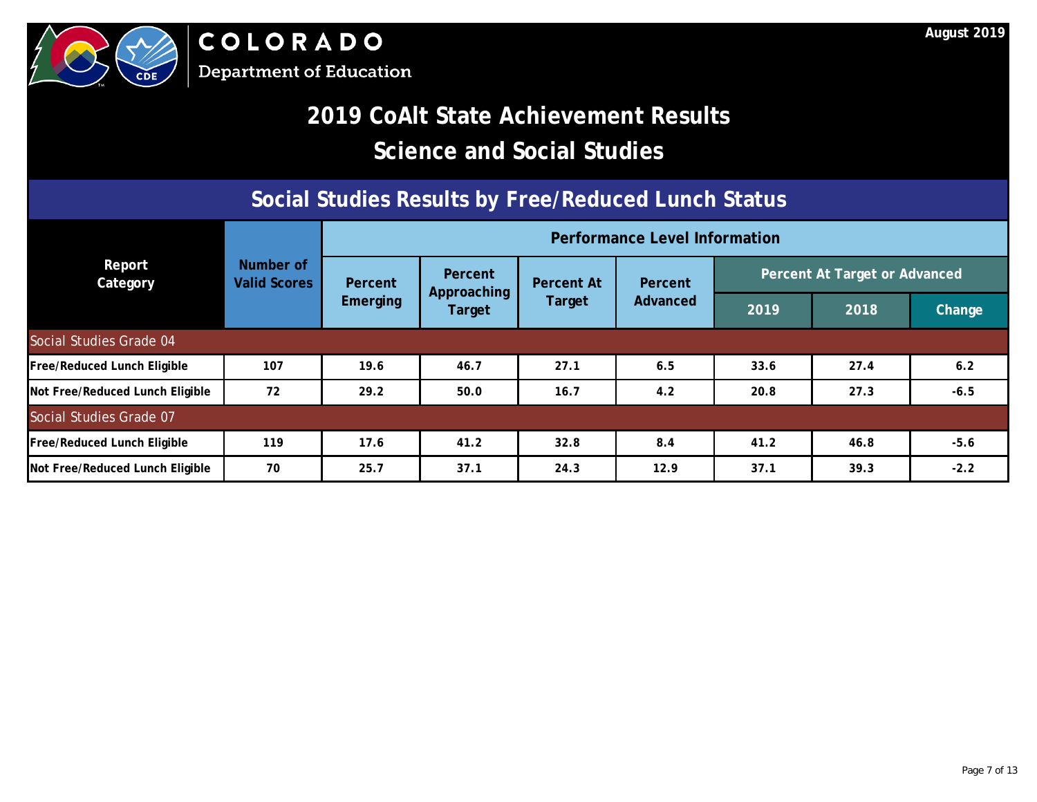COLORADO
Department of Education

August 2019

# 2019 CoAlt State Achievement Results
# Science and Social Studies

## Social Studies Results by Free/Reduced Lunch Status

| Report Category | Number of Valid Scores | Performance Level Information | | | | | | |
|---|---|---|---|---|---|---|---|---|
| | | Percent Emerging | Percent Approaching Target | Percent At Target | Percent Advanced | Percent At Target or Advanced | | |
| | | | | | | 2019 | 2018 | Change |
| **Social Studies Grade 04** | | | | | | | | |
| **Free/Reduced Lunch Eligible** | 107 | 19.6 | 46.7 | 27.1 | 6.5 | 33.6 | 27.4 | 6.2 |
| **Not Free/Reduced Lunch Eligible** | 72 | 29.2 | 50.0 | 16.7 | 4.2 | 20.8 | 27.3 | -6.5 |
| **Social Studies Grade 07** | | | | | | | | |
| **Free/Reduced Lunch Eligible** | 119 | 17.6 | 41.2 | 32.8 | 8.4 | 41.2 | 46.8 | -5.6 |
| **Not Free/Reduced Lunch Eligible** | 70 | 25.7 | 37.1 | 24.3 | 12.9 | 37.1 | 39.3 | -2.2 |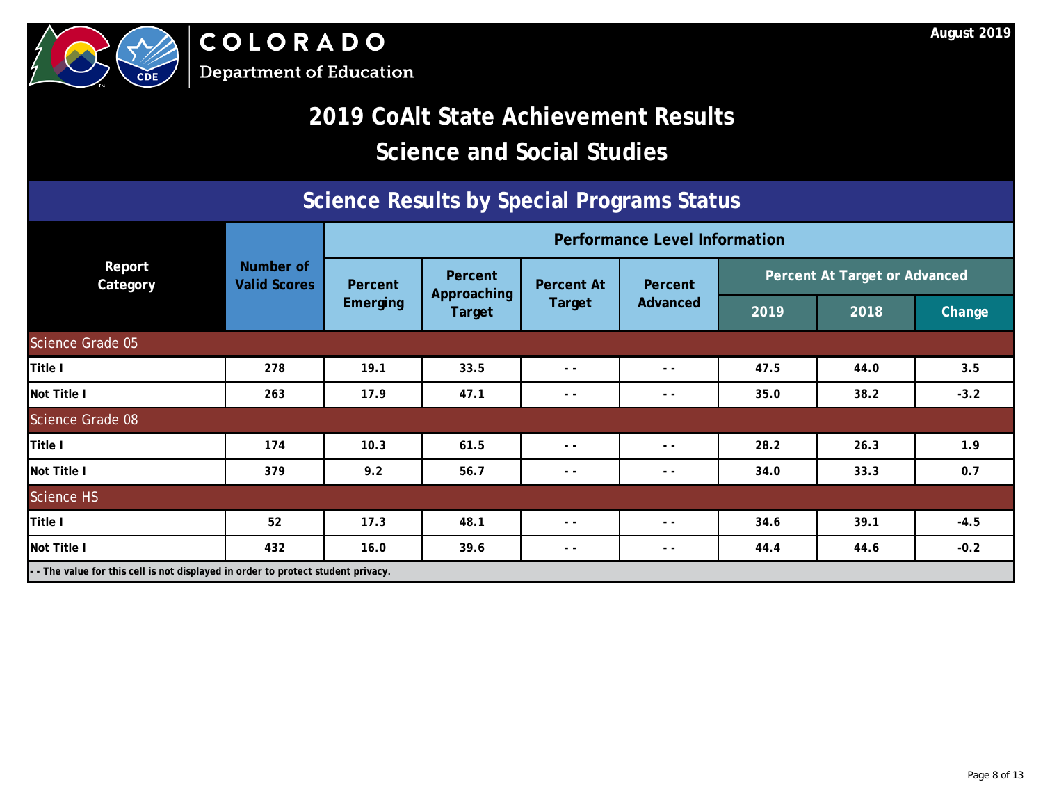COLORADO Department of Education

August 2019

# 2019 CoAlt State Achievement Results
# Science and Social Studies

## Science Results by Special Programs Status

| Report Category | Number of Valid Scores | Performance Level Information | | | | | | |
|---|---|---|---|---|---|---|---|---|
| | | Percent Emerging | Percent Approaching Target | Percent At Target | Percent Advanced | Percent At Target or Advanced | | |
| | | | | | | 2019 | 2018 | Change |
| **Science Grade 05** | | | | | | | | |
| Title I | 278 | 19.1 | 33.5 | - - | - - | 47.5 | 44.0 | 3.5 |
| Not Title I | 263 | 17.9 | 47.1 | - - | - - | 35.0 | 38.2 | -3.2 |
| **Science Grade 08** | | | | | | | | |
| Title I | 174 | 10.3 | 61.5 | - - | - - | 28.2 | 26.3 | 1.9 |
| Not Title I | 379 | 9.2 | 56.7 | - - | - - | 34.0 | 33.3 | 0.7 |
| **Science HS** | | | | | | | | |
| Title I | 52 | 17.3 | 48.1 | - - | - - | 34.6 | 39.1 | -4.5 |
| Not Title I | 432 | 16.0 | 39.6 | - - | - - | 44.4 | 44.6 | -0.2 |

- - The value for this cell is not displayed in order to protect student privacy.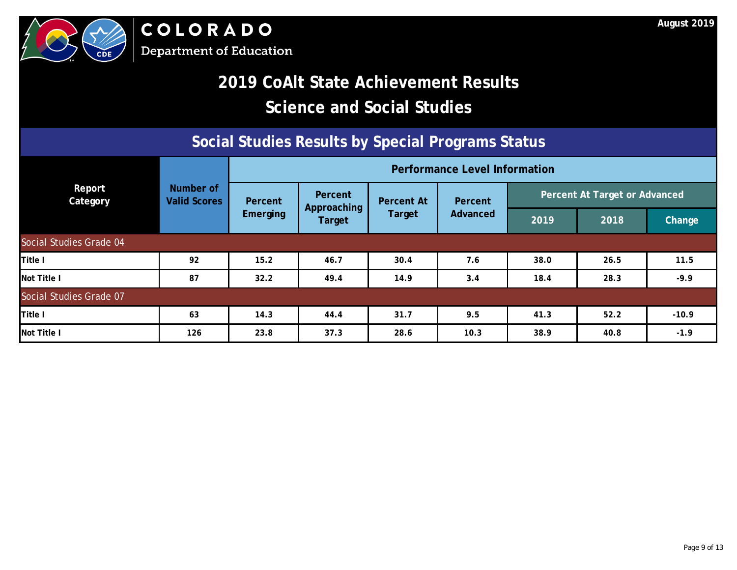COLORADO
Department of Education

August 2019

# 2019 CoAlt State Achievement Results
# Science and Social Studies

## Social Studies Results by Special Programs Status

| Report Category | Number of Valid Scores | Performance Level Information | | | | | | |
|---|---|---|---|---|---|---|---|---|
| | | Percent Emerging | Percent Approaching Target | Percent At Target | Percent Advanced | Percent At Target or Advanced | | |
| | | | | | | 2019 | 2018 | Change |
| **Social Studies Grade 04** | | | | | | | | |
| Title I | 92 | 15.2 | 46.7 | 30.4 | 7.6 | 38.0 | 26.5 | 11.5 |
| Not Title I | 87 | 32.2 | 49.4 | 14.9 | 3.4 | 18.4 | 28.3 | -9.9 |
| **Social Studies Grade 07** | | | | | | | | |
| Title I | 63 | 14.3 | 44.4 | 31.7 | 9.5 | 41.3 | 52.2 | -10.9 |
| Not Title I | 126 | 23.8 | 37.3 | 28.6 | 10.3 | 38.9 | 40.8 | -1.9 |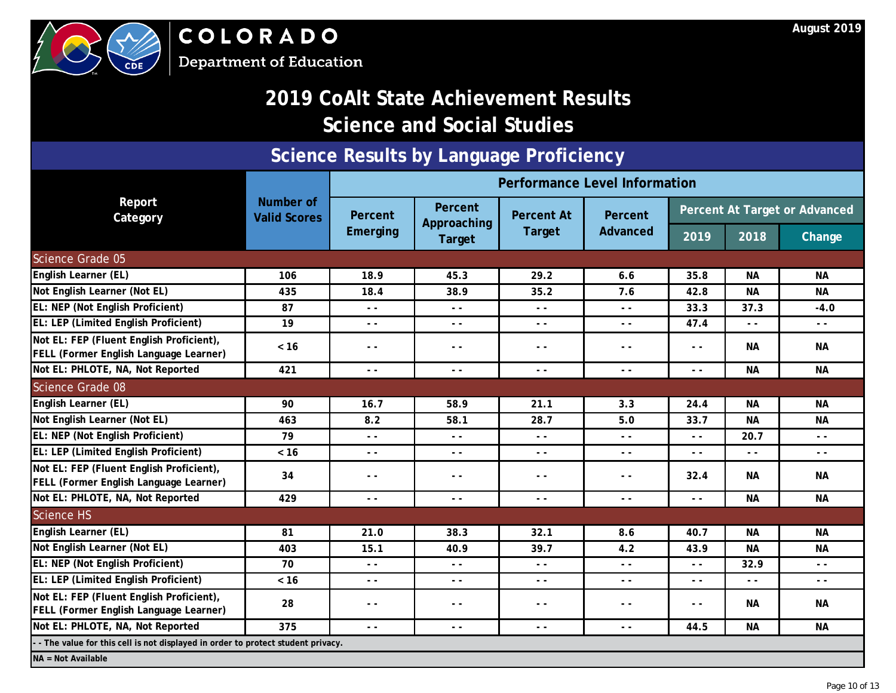COLORADO
Department of Education

August 2019

# 2019 CoAlt State Achievement Results
# Science and Social Studies

## Science Results by Language Proficiency

| Report Category | Number of Valid Scores | Performance Level Information | | | | | | |
|---|---|---|---|---|---|---|---|---|
| | | Percent Emerging | Percent Approaching Target | Percent At Target | Percent Advanced | Percent At Target or Advanced | | |
| | | | | | | 2019 | 2018 | Change |
| **Science Grade 05** | | | | | | | | |
| English Learner (EL) | 106 | 18.9 | 45.3 | 29.2 | 6.6 | 35.8 | NA | NA |
| Not English Learner (Not EL) | 435 | 18.4 | 38.9 | 35.2 | 7.6 | 42.8 | NA | NA |
| EL: NEP (Not English Proficient) | 87 | - - | - - | - - | - - | 33.3 | 37.3 | -4.0 |
| EL: LEP (Limited English Proficient) | 19 | - - | - - | - - | - - | 47.4 | - - | - - |
| Not EL: FEP (Fluent English Proficient), FELL (Former English Language Learner) | < 16 | - - | - - | - - | - - | - - | NA | NA |
| Not EL: PHLOTE, NA, Not Reported | 421 | - - | - - | - - | - - | - - | NA | NA |
| **Science Grade 08** | | | | | | | | |
| English Learner (EL) | 90 | 16.7 | 58.9 | 21.1 | 3.3 | 24.4 | NA | NA |
| Not English Learner (Not EL) | 463 | 8.2 | 58.1 | 28.7 | 5.0 | 33.7 | NA | NA |
| EL: NEP (Not English Proficient) | 79 | - - | - - | - - | - - | - - | 20.7 | - - |
| EL: LEP (Limited English Proficient) | < 16 | - - | - - | - - | - - | - - | - - | - - |
| Not EL: FEP (Fluent English Proficient), FELL (Former English Language Learner) | 34 | - - | - - | - - | - - | 32.4 | NA | NA |
| Not EL: PHLOTE, NA, Not Reported | 429 | - - | - - | - - | - - | - - | NA | NA |
| **Science HS** | | | | | | | | |
| English Learner (EL) | 81 | 21.0 | 38.3 | 32.1 | 8.6 | 40.7 | NA | NA |
| Not English Learner (Not EL) | 403 | 15.1 | 40.9 | 39.7 | 4.2 | 43.9 | NA | NA |
| EL: NEP (Not English Proficient) | 70 | - - | - - | - - | - - | - - | 32.9 | - - |
| EL: LEP (Limited English Proficient) | < 16 | - - | - - | - - | - - | - - | - - | - - |
| Not EL: FEP (Fluent English Proficient), FELL (Former English Language Learner) | 28 | - - | - - | - - | - - | - - | NA | NA |
| Not EL: PHLOTE, NA, Not Reported | 375 | - - | - - | - - | - - | 44.5 | NA | NA |

- - The value for this cell is not displayed in order to protect student privacy.

NA = Not Available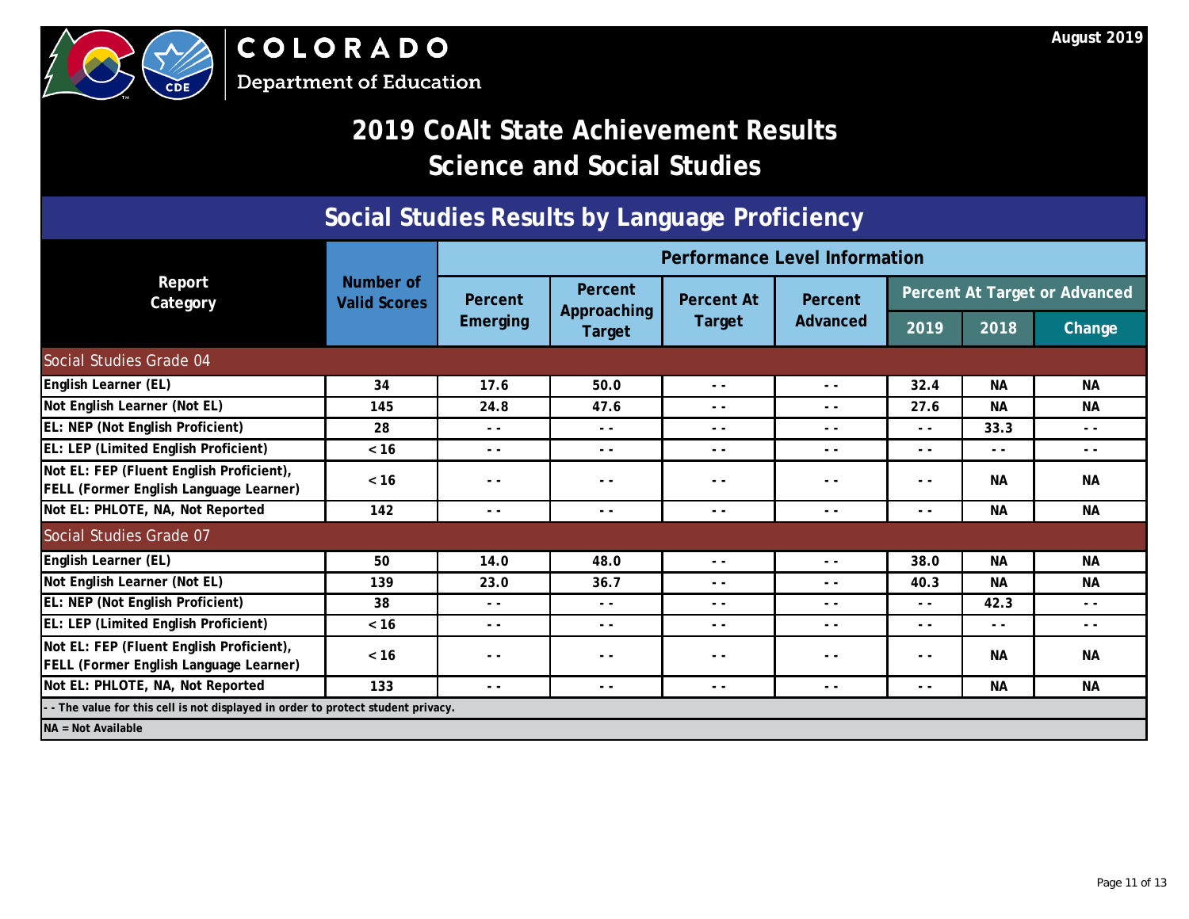COLORADO
Department of Education

August 2019

# 2019 CoAlt State Achievement Results
# Science and Social Studies

## Social Studies Results by Language Proficiency

| Report Category | Number of Valid Scores | Performance Level Information | | | | | | |
|---|---|---|---|---|---|---|---|---|
| | | Percent Emerging | Percent Approaching Target | Percent At Target | Percent Advanced | Percent At Target or Advanced | | |
| | | | | | | 2019 | 2018 | Change |
| **Social Studies Grade 04** | | | | | | | | |
| English Learner (EL) | 34 | 17.6 | 50.0 | - - | - - | 32.4 | NA | NA |
| Not English Learner (Not EL) | 145 | 24.8 | 47.6 | - - | - - | 27.6 | NA | NA |
| EL: NEP (Not English Proficient) | 28 | - - | - - | - - | - - | - - | 33.3 | - - |
| EL: LEP (Limited English Proficient) | < 16 | - - | - - | - - | - - | - - | - - | - - |
| Not EL: FEP (Fluent English Proficient), FELL (Former English Language Learner) | < 16 | - - | - - | - - | - - | - - | NA | NA |
| Not EL: PHLOTE, NA, Not Reported | 142 | - - | - - | - - | - - | - - | NA | NA |
| **Social Studies Grade 07** | | | | | | | | |
| English Learner (EL) | 50 | 14.0 | 48.0 | - - | - - | 38.0 | NA | NA |
| Not English Learner (Not EL) | 139 | 23.0 | 36.7 | - - | - - | 40.3 | NA | NA |
| EL: NEP (Not English Proficient) | 38 | - - | - - | - - | - - | - - | 42.3 | - - |
| EL: LEP (Limited English Proficient) | < 16 | - - | - - | - - | - - | - - | - - | - - |
| Not EL: FEP (Fluent English Proficient), FELL (Former English Language Learner) | < 16 | - - | - - | - - | - - | - - | NA | NA |
| Not EL: PHLOTE, NA, Not Reported | 133 | - - | - - | - - | - - | - - | NA | NA |

- - The value for this cell is not displayed in order to protect student privacy.

NA = Not Available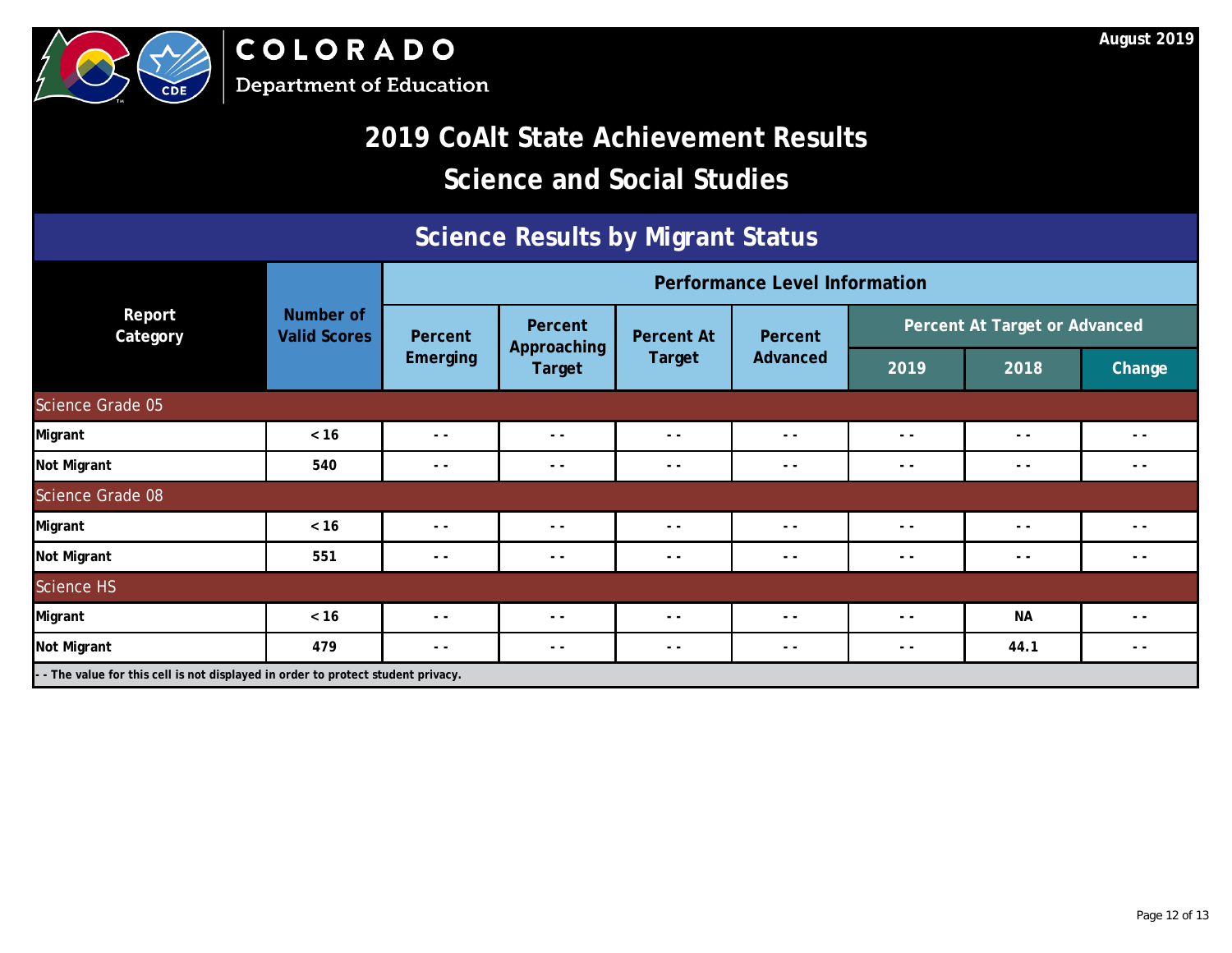COLORADO
Department of Education

August 2019

# 2019 CoAlt State Achievement Results
# Science and Social Studies

## Science Results by Migrant Status

| Report Category | Number of Valid Scores | Performance Level Information | | | | | | |
|---|---|---|---|---|---|---|---|---|
| | | Percent Emerging | Percent Approaching Target | Percent At Target | Percent Advanced | Percent At Target or Advanced | | |
| | | | | | | 2019 | 2018 | Change |
| **Science Grade 05** | | | | | | | | |
| Migrant | < 16 | - - | - - | - - | - - | - - | - - | - - |
| Not Migrant | 540 | - - | - - | - - | - - | - - | - - | - - |
| **Science Grade 08** | | | | | | | | |
| Migrant | < 16 | - - | - - | - - | - - | - - | - - | - - |
| Not Migrant | 551 | - - | - - | - - | - - | - - | - - | - - |
| **Science HS** | | | | | | | | |
| Migrant | < 16 | - - | - - | - - | - - | - - | NA | - - |
| Not Migrant | 479 | - - | - - | - - | - - | - - | 44.1 | - - |

- - The value for this cell is not displayed in order to protect student privacy.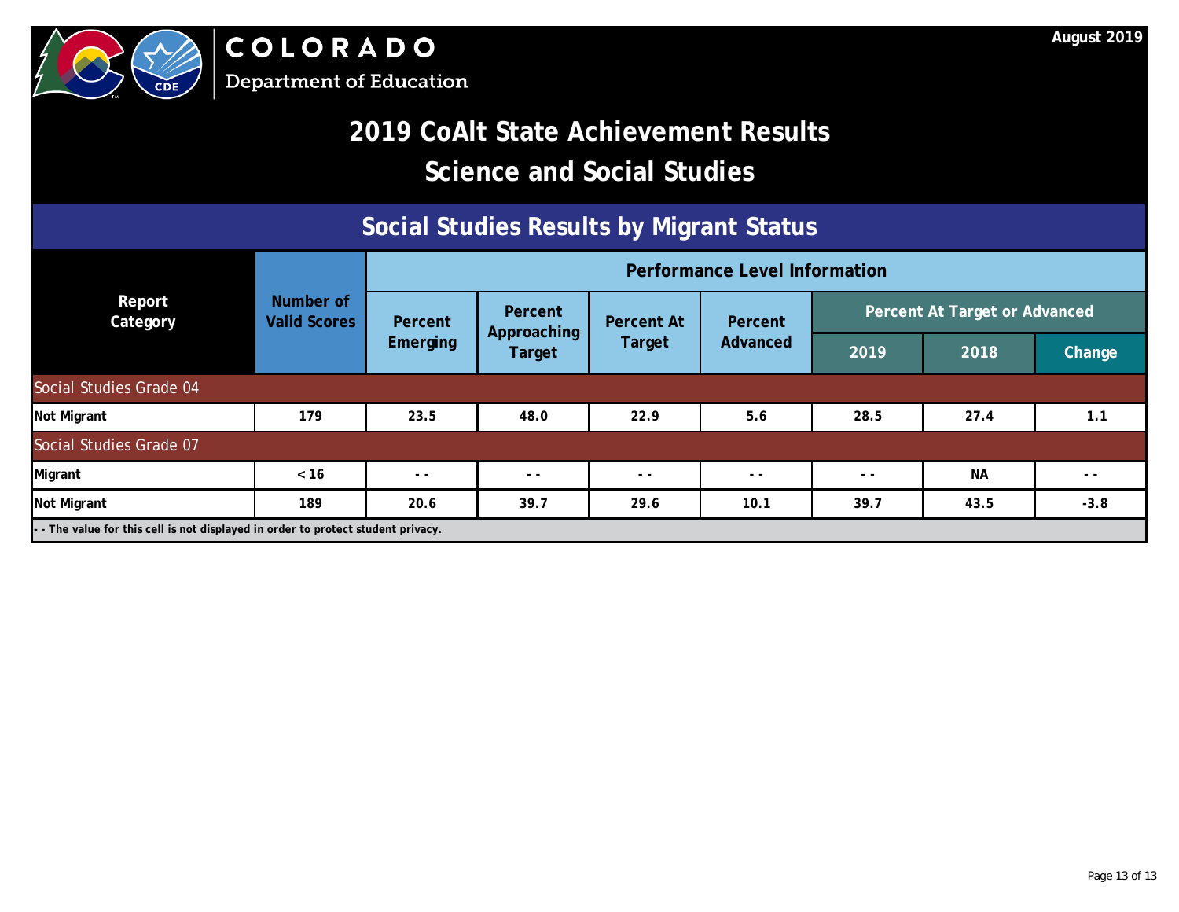COLORADO
Department of Education

August 2019

# 2019 CoAlt State Achievement Results
# Science and Social Studies

## Social Studies Results by Migrant Status

| Report Category | Number of Valid Scores | Performance Level Information | | | | | | |
|---|---|---|---|---|---|---|---|---|
| | | Percent Emerging | Percent Approaching Target | Percent At Target | Percent Advanced | Percent At Target or Advanced | | |
| | | | | | | 2019 | 2018 | Change |
| Social Studies Grade 04 | | | | | | | | |
| Not Migrant | 179 | 23.5 | 48.0 | 22.9 | 5.6 | 28.5 | 27.4 | 1.1 |
| Social Studies Grade 07 | | | | | | | | |
| Migrant | < 16 | - - | - - | - - | - - | - - | NA | - - |
| Not Migrant | 189 | 20.6 | 39.7 | 29.6 | 10.1 | 39.7 | 43.5 | -3.8 |

- - The value for this cell is not displayed in order to protect student privacy.